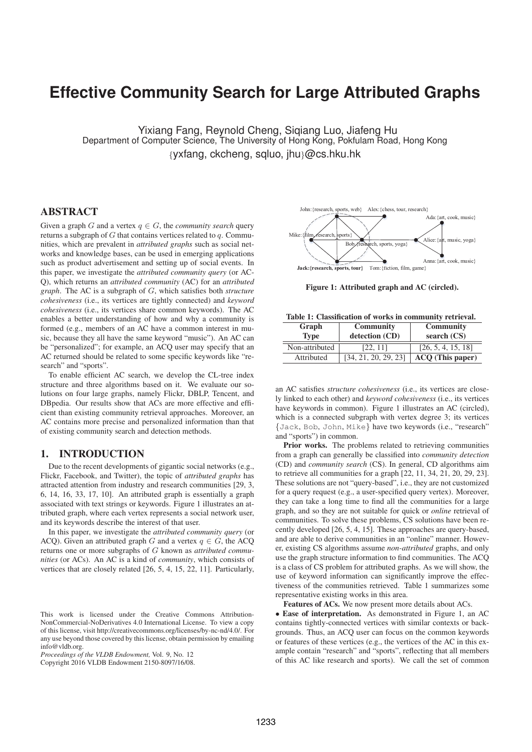# Effective Community Search for Large Attributed Graphs

Yixiang Fang, Reynold Cheng, Siqiang Luo, Jiafeng Hu
Department of Computer Science, The University of Hong Kong, Pokfulam Road, Hong Kong
{yxfang, ckcheng, sqluo, jhu}@cs.hku.hk

## ABSTRACT

Given a graph $G$ and a vertex $q \in G$, the *community search* query returns a subgraph of $G$ that contains vertices related to $q$. Communities, which are prevalent in *attributed graphs* such as social networks and knowledge bases, can be used in emerging applications such as product advertisement and setting up of social events. In this paper, we investigate the *attributed community query* (or ACQ), which returns an *attributed community* (AC) for an *attributed graph*. The AC is a subgraph of $G$, which satisfies both *structure cohesiveness* (i.e., its vertices are tightly connected) and *keyword cohesiveness* (i.e., its vertices share common keywords). The AC enables a better understanding of how and why a community is formed (e.g., members of an AC have a common interest in music, because they all have the same keyword "music"). An AC can be "personalized"; for example, an ACQ user may specify that an AC returned should be related to some specific keywords like "research" and "sports".

To enable efficient AC search, we develop the CL-tree index structure and three algorithms based on it. We evaluate our solutions on four large graphs, namely Flickr, DBLP, Tencent, and DBpedia. Our results show that ACs are more effective and efficient than existing community retrieval approaches. Moreover, an AC contains more precise and personalized information than that of existing community search and detection methods.

## 1. INTRODUCTION

Due to the recent developments of gigantic social networks (e.g., Flickr, Facebook, and Twitter), the topic of *attributed graphs* has attracted attention from industry and research communities [29, 3, 6, 14, 16, 33, 17, 10]. An attributed graph is essentially a graph associated with text strings or keywords. Figure 1 illustrates an attributed graph, where each vertex represents a social network user, and its keywords describe the interest of that user.

In this paper, we investigate the *attributed community query* (or ACQ). Given an attributed graph $G$ and a vertex $q \in G$, the ACQ returns one or more subgraphs of $G$ known as *attributed communities* (or ACs). An AC is a kind of *community*, which consists of vertices that are closely related [26, 5, 4, 15, 22, 11]. Particularly, an AC satisfies *structure cohesiveness* (i.e., its vertices are closely linked to each other) and *keyword cohesiveness* (i.e., its vertices have keywords in common). Figure 1 illustrates an AC (circled), which is a connected subgraph with vertex degree 3; its vertices {Jack, Bob, John, Mike} have two keywords (i.e., "research" and "sports") in common.

John:{research, sports, web} Alex:{chess, tour, research} Ada:{art, cook, music} Mike:{film, research, sports} Bob:{research, sports, yoga} Alice:{art, music, yoga} Anna:{art, cook, music} **Jack:{research, sports, tour}** Tom:{fiction, film, game}

**Figure 1: Attributed graph and AC (circled).**

**Table 1: Classification of works in community retrieval.**

| Graph Type | Community detection (CD) | Community search (CS) |
|---|---|---|
| Non-attributed | [22, 11] | [26, 5, 4, 15, 18] |
| Attributed | [34, 21, 20, 29, 23] | **ACQ (This paper)** |

**Prior works.** The problems related to retrieving communities from a graph can generally be classified into *community detection* (CD) and *community search* (CS). In general, CD algorithms aim to retrieve all communities for a graph [22, 11, 34, 21, 20, 29, 23]. These solutions are not "query-based", i.e., they are not customized for a query request (e.g., a user-specified query vertex). Moreover, they can take a long time to find all the communities for a large graph, and so they are not suitable for quick or *online* retrieval of communities. To solve these problems, CS solutions have been recently developed [26, 5, 4, 15]. These approaches are query-based, and are able to derive communities in an "online" manner. However, existing CS algorithms assume *non-attributed* graphs, and only use the graph structure information to find communities. The ACQ is a class of CS problem for attributed graphs. As we will show, the use of keyword information can significantly improve the effectiveness of the communities retrieved. Table 1 summarizes some representative existing works in this area.

**Features of ACs.** We now present more details about ACs.

- **Ease of interpretation.** As demonstrated in Figure 1, an AC contains tightly-connected vertices with similar contexts or backgrounds. Thus, an ACQ user can focus on the common keywords or features of these vertices (e.g., the vertices of the AC in this example contain "research" and "sports", reflecting that all members of this AC like research and sports). We call the set of common

This work is licensed under the Creative Commons Attribution-NonCommercial-NoDerivatives 4.0 International License. To view a copy of this license, visit http://creativecommons.org/licenses/by-nc-nd/4.0/. For any use beyond those covered by this license, obtain permission by emailing info@vldb.org.
*Proceedings of the VLDB Endowment,* Vol. 9, No. 12
Copyright 2016 VLDB Endowment 2150-8097/16/08.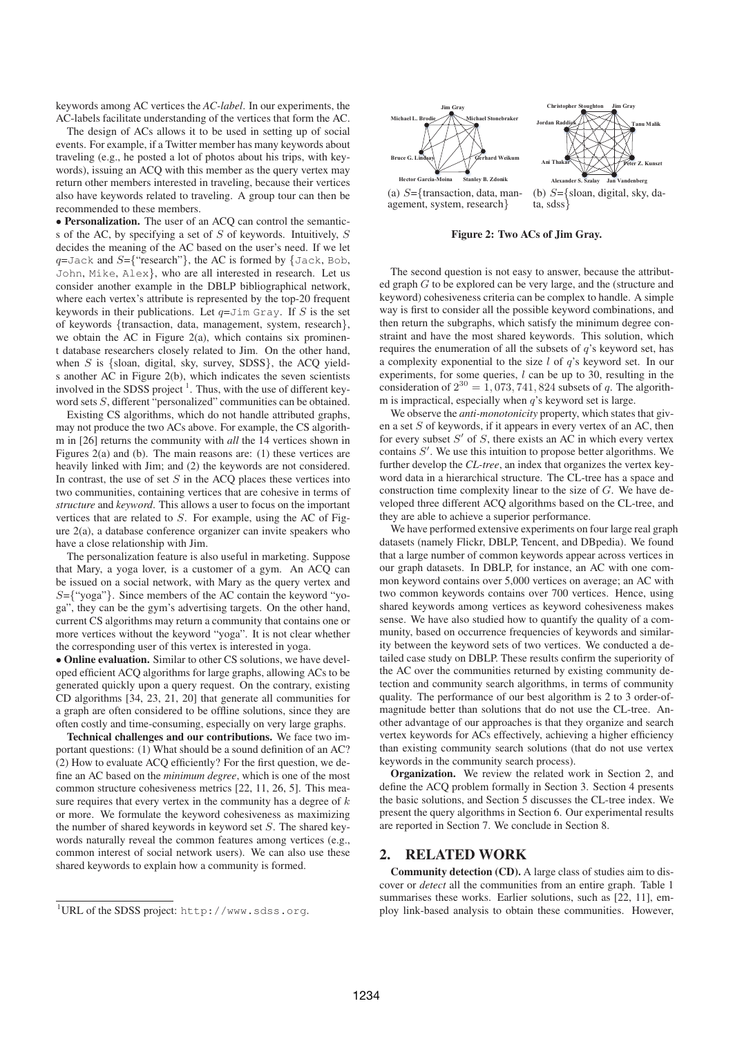keywords among AC vertices the *AC-label*. In our experiments, the AC-labels facilitate understanding of the vertices that form the AC.

The design of ACs allows it to be used in setting up of social events. For example, if a Twitter member has many keywords about traveling (e.g., he posted a lot of photos about his trips, with keywords), issuing an ACQ with this member as the query vertex may return other members interested in traveling, because their vertices also have keywords related to traveling. A group tour can then be recommended to these members.

• **Personalization.** The user of an ACQ can control the semantics of the AC, by specifying a set of $S$ of keywords. Intuitively, $S$ decides the meaning of the AC based on the user's need. If we let $q$=Jack and $S$={"research"}, the AC is formed by {Jack, Bob, John, Mike, Alex}, who are all interested in research. Let us consider another example in the DBLP bibliographical network, where each vertex's attribute is represented by the top-20 frequent keywords in their publications. Let $q$=Jim Gray. If $S$ is the set of keywords {transaction, data, management, system, research}, we obtain the AC in Figure 2(a), which contains six prominent database researchers closely related to Jim. On the other hand, when $S$ is {sloan, digital, sky, survey, SDSS}, the ACQ yields another AC in Figure 2(b), which indicates the seven scientists involved in the SDSS project [1]. Thus, with the use of different keyword sets $S$, different "personalized" communities can be obtained.

Existing CS algorithms, which do not handle attributed graphs, may not produce the two ACs above. For example, the CS algorithm in [26] returns the community with *all* the 14 vertices shown in Figures 2(a) and (b). The main reasons are: (1) these vertices are heavily linked with Jim; and (2) the keywords are not considered. In contrast, the use of set $S$ in the ACQ places these vertices into two communities, containing vertices that are cohesive in terms of *structure* and *keyword*. This allows a user to focus on the important vertices that are related to $S$. For example, using the AC of Figure 2(a), a database conference organizer can invite speakers who have a close relationship with Jim.

The personalization feature is also useful in marketing. Suppose that Mary, a yoga lover, is a customer of a gym. An ACQ can be issued on a social network, with Mary as the query vertex and $S$={"yoga"}. Since members of the AC contain the keyword "yoga", they can be the gym's advertising targets. On the other hand, current CS algorithms may return a community that contains one or more vertices without the keyword "yoga". It is not clear whether the corresponding user of this vertex is interested in yoga.

• **Online evaluation.** Similar to other CS solutions, we have developed efficient ACQ algorithms for large graphs, allowing ACs to be generated quickly upon a query request. On the contrary, existing CD algorithms [34, 23, 21, 20] that generate all communities for a graph are often considered to be offline solutions, since they are often costly and time-consuming, especially on very large graphs.

**Technical challenges and our contributions.** We face two important questions: (1) What should be a sound definition of an AC? (2) How to evaluate ACQ efficiently? For the first question, we define an AC based on the *minimum degree*, which is one of the most common structure cohesiveness metrics [22, 11, 26, 5]. This measure requires that every vertex in the community has a degree of $k$ or more. We formulate the keyword cohesiveness as maximizing the number of shared keywords in keyword set $S$. The shared keywords naturally reveal the common features among vertices (e.g., common interest of social network users). We can also use these shared keywords to explain how a community is formed.

[1] URL of the SDSS project: http://www.sdss.org.

Jim Gray
Michael L. Brodie
Michael Stonebraker
Bruce G. Lindsay
Gerhard Weikum
Hector Garcia-Molna
Stanley B. Zdonik

(a) $S$={transaction, data, management, system, research}

Christopher Stoughton
Jim Gray
Jordan Raddick
Tanu Malik
Ani Thakar
Peter Z. Kunszt
Alexander S. Szalay
Jan Vandenberg

(b) $S$={sloan, digital, sky, data, sdss}

**Figure 2: Two ACs of Jim Gray.**

The second question is not easy to answer, because the attributed graph $G$ to be explored can be very large, and the (structure and keyword) cohesiveness criteria can be complex to handle. A simple way is first to consider all the possible keyword combinations, and then return the subgraphs, which satisfy the minimum degree constraint and have the most shared keywords. This solution, which requires the enumeration of all the subsets of $q$'s keyword set, has a complexity exponential to the size $l$ of $q$'s keyword set. In our experiments, for some queries, $l$ can be up to 30, resulting in the consideration of $2^{30} = 1,073,741,824$ subsets of $q$. The algorithm is impractical, especially when $q$'s keyword set is large.

We observe the *anti-monotonicity* property, which states that given a set $S$ of keywords, if it appears in every vertex of an AC, then for every subset $S'$ of $S$, there exists an AC in which every vertex contains $S'$. We use this intuition to propose better algorithms. We further develop the *CL-tree*, an index that organizes the vertex keyword data in a hierarchical structure. The CL-tree has a space and construction time complexity linear to the size of $G$. We have developed three different ACQ algorithms based on the CL-tree, and they are able to achieve a superior performance.

We have performed extensive experiments on four large real graph datasets (namely Flickr, DBLP, Tencent, and DBpedia). We found that a large number of common keywords appear across vertices in our graph datasets. In DBLP, for instance, an AC with one common keyword contains over 5,000 vertices on average; an AC with two common keywords contains over 700 vertices. Hence, using shared keywords among vertices as keyword cohesiveness makes sense. We have also studied how to quantify the quality of a community, based on occurrence frequencies of keywords and similarity between the keyword sets of two vertices. We conducted a detailed case study on DBLP. These results confirm the superiority of the AC over the communities returned by existing community detection and community search algorithms, in terms of community quality. The performance of our best algorithm is 2 to 3 order-of-magnitude better than solutions that do not use the CL-tree. Another advantage of our approaches is that they organize and search vertex keywords for ACs effectively, achieving a higher efficiency than existing community search solutions (that do not use vertex keywords in the community search process).

**Organization.** We review the related work in Section 2, and define the ACQ problem formally in Section 3. Section 4 presents the basic solutions, and Section 5 discusses the CL-tree index. We present the query algorithms in Section 6. Our experimental results are reported in Section 7. We conclude in Section 8.

## 2. RELATED WORK

**Community detection (CD).** A large class of studies aim to discover or *detect* all the communities from an entire graph. Table 1 summarises these works. Earlier solutions, such as [22, 11], employ link-based analysis to obtain these communities. However,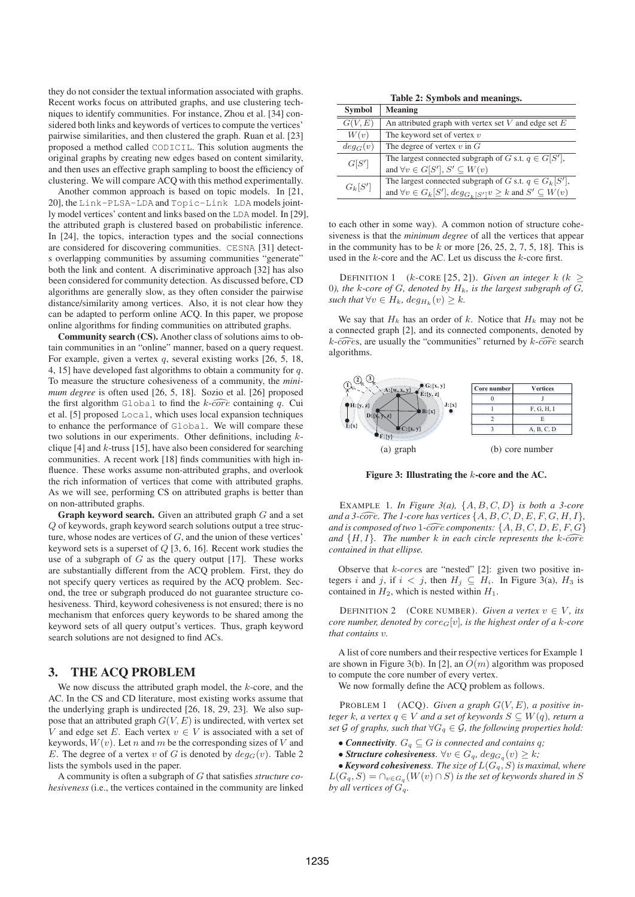they do not consider the textual information associated with graphs. Recent works focus on attributed graphs, and use clustering techniques to identify communities. For instance, Zhou et al. [34] considered both links and keywords of vertices to compute the vertices' pairwise similarities, and then clustered the graph. Ruan et al. [23] proposed a method called CODICIL. This solution augments the original graphs by creating new edges based on content similarity, and then uses an effective graph sampling to boost the efficiency of clustering. We will compare ACQ with this method experimentally.

Another common approach is based on topic models. In [21, 20], the Link-PLSA-LDA and Topic-Link LDA models jointly model vertices' content and links based on the LDA model. In [29], the attributed graph is clustered based on probabilistic inference. In [24], the topics, interaction types and the social connections are considered for discovering communities. CESNA [31] detects overlapping communities by assuming communities "generate" both the link and content. A discriminative approach [32] has also been considered for community detection. As discussed before, CD algorithms are generally slow, as they often consider the pairwise distance/similarity among vertices. Also, it is not clear how they can be adapted to perform online ACQ. In this paper, we propose online algorithms for finding communities on attributed graphs.

**Community search (CS).** Another class of solutions aims to obtain communities in an "online" manner, based on a query request. For example, given a vertex $q$, several existing works [26, 5, 18, 4, 15] have developed fast algorithms to obtain a community for $q$. To measure the structure cohesiveness of a community, the *minimum degree* is often used [26, 5, 18]. Sozio et al. [26] proposed the first algorithm Global to find the $k$-$\widehat{core}$ containing $q$. Cui et al. [5] proposed Local, which uses local expansion techniques to enhance the performance of Global. We will compare these two solutions in our experiments. Other definitions, including $k$-clique [4] and $k$-truss [15], have also been considered for searching communities. A recent work [18] finds communities with high influence. These works assume non-attributed graphs, and overlook the rich information of vertices that come with attributed graphs. As we will see, performing CS on attributed graphs is better than on non-attributed graphs.

**Graph keyword search.** Given an attributed graph $G$ and a set $Q$ of keywords, graph keyword search solutions output a tree structure, whose nodes are vertices of $G$, and the union of these vertices' keyword sets is a superset of $Q$ [3, 6, 16]. Recent work studies the use of a subgraph of $G$ as the query output [17]. These works are substantially different from the ACQ problem. First, they do not specify query vertices as required by the ACQ problem. Second, the tree or subgraph produced do not guarantee structure cohesiveness. Third, keyword cohesiveness is not ensured; there is no mechanism that enforces query keywords to be shared among the keyword sets of all query output's vertices. Thus, graph keyword search solutions are not designed to find ACs.

## 3. THE ACQ PROBLEM

We now discuss the attributed graph model, the $k$-core, and the AC. In the CS and CD literature, most existing works assume that the underlying graph is undirected [26, 18, 29, 23]. We also suppose that an attributed graph $G(V, E)$ is undirected, with vertex set $V$ and edge set $E$. Each vertex $v \in V$ is associated with a set of keywords, $W(v)$. Let $n$ and $m$ be the corresponding sizes of $V$ and $E$. The degree of a vertex $v$ of $G$ is denoted by $deg_G(v)$. Table 2 lists the symbols used in the paper.

A community is often a subgraph of $G$ that satisfies *structure cohesiveness* (i.e., the vertices contained in the community are linked to each other in some way). A common notion of structure cohesiveness is that the *minimum degree* of all the vertices that appear in the community has to be $k$ or more [26, 25, 2, 7, 5, 18]. This is used in the $k$-core and the AC. Let us discuss the $k$-core first.

**Table 2: Symbols and meanings.**

| Symbol | Meaning |
|---|---|
| $G(V, E)$ | An attributed graph with vertex set $V$ and edge set $E$ |
| $W(v)$ | The keyword set of vertex $v$ |
| $deg_G(v)$ | The degree of vertex $v$ in $G$ |
| $G[S']$ | The largest connected subgraph of $G$ s.t. $q \in G[S']$, and $\forall v \in G[S'], S' \subseteq W(v)$ |
| $G_k[S']$ | The largest connected subgraph of $G$ s.t. $q \in G_k[S']$, and $\forall v \in G_k[S'], deg_{G_k[S']} v \geq k$ and $S' \subseteq W(v)$ |

DEFINITION 1 ($k$-CORE [25, 2]). *Given an integer $k$ ($k \geq 0$), the $k$-core of $G$, denoted by $H_k$, is the largest subgraph of $G$, such that $\forall v \in H_k$, $deg_{H_k}(v) \geq k$.*

We say that $H_k$ has an order of $k$. Notice that $H_k$ may not be a connected graph [2], and its connected components, denoted by $k$-$\widehat{core}$s, are usually the "communities" returned by $k$-$\widehat{core}$ search algorithms.

| Core number | Vertices |
|---|---|
| 0 | J |
| 1 | F, G, H, I |
| 2 | E |
| 3 | A, B, C, D |

(a) graph (b) core number

**Figure 3: Illustrating the $k$-core and the AC.**

EXAMPLE 1. *In Figure 3(a), $\{A, B, C, D\}$ is both a 3-core and a 3-$\widehat{core}$. The 1-core has vertices $\{A, B, C, D, E, F, G, H, I\}$, and is composed of two 1-$\widehat{core}$ components: $\{A, B, C, D, E, F, G\}$ and $\{H, I\}$. The number $k$ in each circle represents the $k$-$\widehat{core}$ contained in that ellipse.*

Observe that $k$-*core*s are "nested" [2]: given two positive integers $i$ and $j$, if $i < j$, then $H_j \subseteq H_i$. In Figure 3(a), $H_3$ is contained in $H_2$, which is nested within $H_1$.

DEFINITION 2 (CORE NUMBER). *Given a vertex $v \in V$, its core number, denoted by $core_G[v]$, is the highest order of a $k$-core that contains $v$.*

A list of core numbers and their respective vertices for Example 1 are shown in Figure 3(b). In [2], an $O(m)$ algorithm was proposed to compute the core number of every vertex.

We now formally define the ACQ problem as follows.

PROBLEM 1 (ACQ). *Given a graph $G(V, E)$, a positive integer $k$, a vertex $q \in V$ and a set of keywords $S \subseteq W(q)$, return a set $\mathcal{G}$ of graphs, such that $\forall G_q \in \mathcal{G}$, the following properties hold:*

- ***Connectivity**. $G_q \subseteq G$ is connected and contains $q$;*
- ***Structure cohesiveness**. $\forall v \in G_q$, $deg_{G_q}(v) \geq k$;*
- ***Keyword cohesiveness**. The size of $L(G_q, S)$ is maximal, where $L(G_q, S) = \cap_{v \in G_q}(W(v) \cap S)$ is the set of keywords shared in $S$ by all vertices of $G_q$.*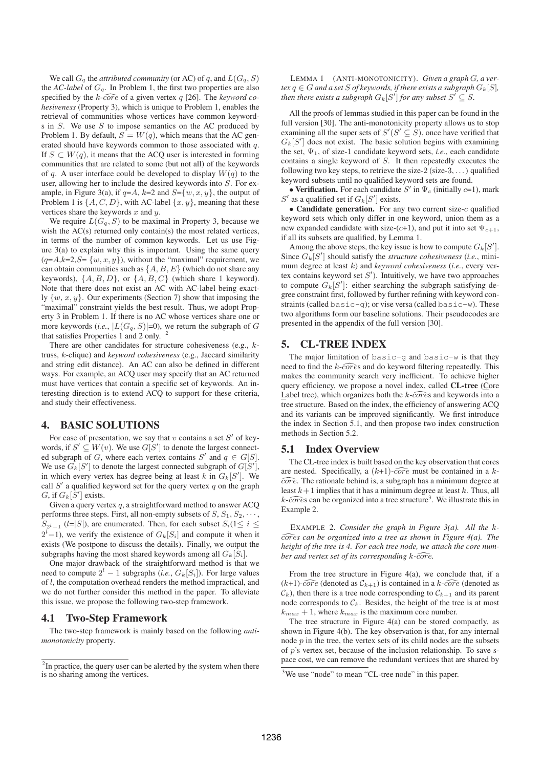We call $G_q$ the *attributed community* (or AC) of $q$, and $L(G_q, S)$ the *AC-label* of $G_q$. In Problem 1, the first two properties are also specified by the $k$-$\widehat{core}$ of a given vertex $q$ [26]. The *keyword cohesiveness* (Property 3), which is unique to Problem 1, enables the retrieval of communities whose vertices have common keywords in $S$. We use $S$ to impose semantics on the AC produced by Problem 1. By default, $S = W(q)$, which means that the AC generated should have keywords common to those associated with $q$. If $S \subset W(q)$, it means that the ACQ user is interested in forming communities that are related to some (but not all) of the keywords of $q$. A user interface could be developed to display $W(q)$ to the user, allowing her to include the desired keywords into $S$. For example, in Figure 3(a), if $q$=$A$, $k$=2 and $S$=$\{w, x, y\}$, the output of Problem 1 is $\{A, C, D\}$, with AC-label $\{x, y\}$, meaning that these vertices share the keywords $x$ and $y$.

We require $L(G_q, S)$ to be maximal in Property 3, because we wish the AC(s) returned only contain(s) the most related vertices, in terms of the number of common keywords. Let us use Figure 3(a) to explain why this is important. Using the same query ($q$=$A$,$k$=2,$S$= $\{w, x, y\}$), without the "maximal" requirement, we can obtain communities such as $\{A, B, E\}$ (which do not share any keywords), $\{A, B, D\}$, or $\{A, B, C\}$ (which share 1 keyword). Note that there does not exist an AC with AC-label being exactly $\{w, x, y\}$. Our experiments (Section 7) show that imposing the "maximal" constraint yields the best result. Thus, we adopt Property 3 in Problem 1. If there is no AC whose vertices share one or more keywords (*i.e.*, $|L(G_q, S)|$=0), we return the subgraph of $G$ that satisfies Properties 1 and 2 only. [2]

There are other candidates for structure cohesiveness (e.g., $k$-truss, $k$-clique) and *keyword cohesiveness* (e.g., Jaccard similarity and string edit distance). An AC can also be defined in different ways. For example, an ACQ user may specify that an AC returned must have vertices that contain a specific set of keywords. An interesting direction is to extend ACQ to support for these criteria, and study their effectiveness.

## 4. BASIC SOLUTIONS

For ease of presentation, we say that $v$ contains a set $S'$ of keywords, if $S' \subseteq W(v)$. We use $G[S']$ to denote the largest connected subgraph of $G$, where each vertex contains $S'$ and $q \in G[S]$. We use $G_k[S']$ to denote the largest connected subgraph of $G[S']$, in which every vertex has degree being at least $k$ in $G_k[S']$. We call $S'$ a qualified keyword set for the query vertex $q$ on the graph $G$, if $G_k[S']$ exists.

Given a query vertex $q$, a straightforward method to answer ACQ performs three steps. First, all non-empty subsets of $S$, $S_1, S_2, \cdots, S_{2^l-1}$ ($l$=$|S|$), are enumerated. Then, for each subset $S_i$($1 \leq i \leq 2^l-1$), we verify the existence of $G_k[S_i]$ and compute it when it exists (We postpone to discuss the details). Finally, we output the subgraphs having the most shared keywords among all $G_k[S_i]$.

One major drawback of the straightforward method is that we need to compute $2^l - 1$ subgraphs (*i.e.*, $G_k[S_i]$). For large values of $l$, the computation overhead renders the method impractical, and we do not further consider this method in the paper. To alleviate this issue, we propose the following two-step framework.

### 4.1 Two-Step Framework

The two-step framework is mainly based on the following *anti-monotonicity* property.

LEMMA 1 (ANTI-MONOTONICITY). *Given a graph $G$, a vertex $q \in G$ and a set $S$ of keywords, if there exists a subgraph $G_k[S]$, then there exists a subgraph $G_k[S']$ for any subset $S' \subseteq S$.*

All the proofs of lemmas studied in this paper can be found in the full version [30]. The anti-monotonicity property allows us to stop examining all the super sets of $S'$($S' \subseteq S$), once have verified that $G_k[S']$ does not exist. The basic solution begins with examining the set, $\Psi_1$, of size-1 candidate keyword sets, *i.e.*, each candidate contains a single keyword of $S$. It then repeatedly executes the following two key steps, to retrieve the size-2 (size-3, ...) qualified keyword subsets until no qualified keyword sets are found.

- **Verification.** For each candidate $S'$ in $\Psi_c$ (initially $c$=1), mark $S'$ as a qualified set if $G_k[S']$ exists.
- **Candidate generation.** For any two current size-$c$ qualified keyword sets which only differ in one keyword, union them as a new expanded candidate with size-($c$+1), and put it into set $\Psi_{c+1}$, if all its subsets are qualified, by Lemma 1.

Among the above steps, the key issue is how to compute $G_k[S']$. Since $G_k[S']$ should satisfy the *structure cohesiveness* (*i.e.*, minimum degree at least $k$) and *keyword cohesiveness* (*i.e.*, every vertex contains keyword set $S'$). Intuitively, we have two approaches to compute $G_k[S']$: either searching the subgraph satisfying degree constraint first, followed by further refining with keyword constraints (called basic-g); or vise versa (called basic-w). These two algorithms form our baseline solutions. Their pseudocodes are presented in the appendix of the full version [30].

## 5. CL-TREE INDEX

The major limitation of basic-g and basic-w is that they need to find the $k$-$\widehat{core}$s and do keyword filtering repeatedly. This makes the community search very inefficient. To achieve higher query efficiency, we propose a novel index, called **CL-tree** (Core Label tree), which organizes both the $k$-$\widehat{core}$s and keywords into a tree structure. Based on the index, the efficiency of answering ACQ and its variants can be improved significantly. We first introduce the index in Section 5.1, and then propose two index construction methods in Section 5.2.

### 5.1 Index Overview

The CL-tree index is built based on the key observation that cores are nested. Specifically, a ($k$+1)-$\widehat{core}$ must be contained in a $k$-$\widehat{core}$. The rationale behind is, a subgraph has a minimum degree at least $k+1$ implies that it has a minimum degree at least $k$. Thus, all $k$-$\widehat{core}$s can be organized into a tree structure[3]. We illustrate this in Example 2.

EXAMPLE 2. *Consider the graph in Figure 3(a). All the $k$-$\widehat{core}$s can be organized into a tree as shown in Figure 4(a). The height of the tree is 4. For each tree node, we attach the core number and vertex set of its corresponding $k$-$\widehat{core}$.*

From the tree structure in Figure 4(a), we conclude that, if a ($k$+1)-$\widehat{core}$ (denoted as $\mathcal{C}_{k+1}$) is contained in a $k$-$\widehat{core}$ (denoted as $\mathcal{C}_k$), then there is a tree node corresponding to $\mathcal{C}_{k+1}$ and its parent node corresponds to $\mathcal{C}_k$. Besides, the height of the tree is at most $k_{max} + 1$, where $k_{max}$ is the maximum core number.

The tree structure in Figure 4(a) can be stored compactly, as shown in Figure 4(b). The key observation is that, for any internal node $p$ in the tree, the vertex sets of its child nodes are the subsets of $p$'s vertex set, because of the inclusion relationship. To save space cost, we can remove the redundant vertices that are shared by

[2] In practice, the query user can be alerted by the system when there is no sharing among the vertices.

[3] We use "node" to mean "CL-tree node" in this paper.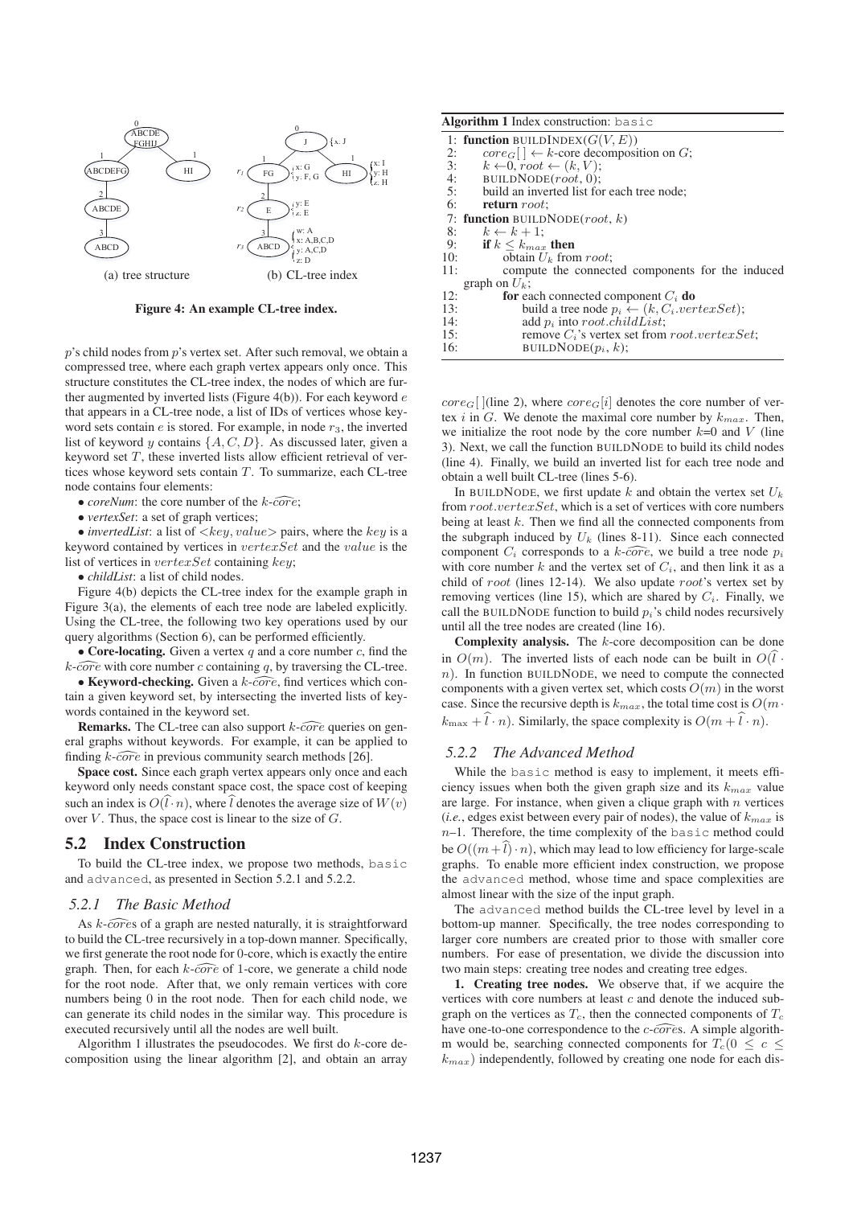Figure 4: An example CL-tree index.

(a) tree structure

(b) CL-tree index

$p$'s child nodes from $p$'s vertex set. After such removal, we obtain a compressed tree, where each graph vertex appears only once. This structure constitutes the CL-tree index, the nodes of which are further augmented by inverted lists (Figure 4(b)). For each keyword $e$ that appears in a CL-tree node, a list of IDs of vertices whose keyword sets contain $e$ is stored. For example, in node $r_3$, the inverted list of keyword $y$ contains $\{A, C, D\}$. As discussed later, given a keyword set $T$, these inverted lists allow efficient retrieval of vertices whose keyword sets contain $T$. To summarize, each CL-tree node contains four elements:

- *coreNum*: the core number of the $k$-$\widehat{core}$;
- *vertexSet*: a set of graph vertices;
- *invertedList*: a list of $<key, value>$ pairs, where the $key$ is a keyword contained by vertices in $vertexSet$ and the $value$ is the list of vertices in $vertexSet$ containing $key$;
- *childList*: a list of child nodes.

Figure 4(b) depicts the CL-tree index for the example graph in Figure 3(a), the elements of each tree node are labeled explicitly. Using the CL-tree, the following two key operations used by our query algorithms (Section 6), can be performed efficiently.

- **Core-locating.** Given a vertex $q$ and a core number $c$, find the $k$-$\widehat{core}$ with core number $c$ containing $q$, by traversing the CL-tree.
- **Keyword-checking.** Given a $k$-$\widehat{core}$, find vertices which contain a given keyword set, by intersecting the inverted lists of keywords contained in the keyword set.

**Remarks.** The CL-tree can also support $k$-$\widehat{core}$ queries on general graphs without keywords. For example, it can be applied to finding $k$-$\widehat{core}$ in previous community search methods [26].

**Space cost.** Since each graph vertex appears only once and each keyword only needs constant space cost, the space cost of keeping such an index is $O(\widehat{l} \cdot n)$, where $\widehat{l}$ denotes the average size of $W(v)$ over $V$. Thus, the space cost is linear to the size of $G$.

## 5.2 Index Construction

To build the CL-tree index, we propose two methods, `basic` and `advanced`, as presented in Section 5.2.1 and 5.2.2.

### 5.2.1 The Basic Method

As $k$-$\widehat{core}$s of a graph are nested naturally, it is straightforward to build the CL-tree recursively in a top-down manner. Specifically, we first generate the root node for 0-core, which is exactly the entire graph. Then, for each $k$-$\widehat{core}$ of 1-core, we generate a child node for the root node. After that, we only remain vertices with core numbers being 0 in the root node. Then for each child node, we can generate its child nodes in the similar way. This procedure is executed recursively until all the nodes are well built.

Algorithm 1 illustrates the pseudocodes. We first do $k$-core decomposition using the linear algorithm [2], and obtain an array

**Algorithm 1** Index construction: `basic`

```
 1: function BUILDINDEX(G(V, E))
 2:     core_G[] ← k-core decomposition on G;
 3:     k ← 0, root ← (k, V);
 4:     BUILDNODE(root, 0);
 5:     build an inverted list for each tree node;
 6:     return root;
 7: function BUILDNODE(root, k)
 8:     k ← k + 1;
 9:     if k ≤ k_max then
10:         obtain U_k from root;
11:         compute the connected components for the induced
            graph on U_k;
12:         for each connected component C_i do
13:             build a tree node p_i ← (k, C_i.vertexSet);
14:             add p_i into root.childList;
15:             remove C_i's vertex set from root.vertexSet;
16:             BUILDNODE(p_i, k);
```

$core_G[\,]$(line 2), where $core_G[i]$ denotes the core number of vertex $i$ in $G$. We denote the maximal core number by $k_{max}$. Then, we initialize the root node by the core number $k$=0 and $V$ (line 3). Next, we call the function BUILDNODE to build its child nodes (line 4). Finally, we build an inverted list for each tree node and obtain a well built CL-tree (lines 5-6).

In BUILDNODE, we first update $k$ and obtain the vertex set $U_k$ from $root.vertexSet$, which is a set of vertices with core numbers being at least $k$. Then we find all the connected components from the subgraph induced by $U_k$ (lines 8-11). Since each connected component $C_i$ corresponds to a $k$-$\widehat{core}$, we build a tree node $p_i$ with core number $k$ and the vertex set of $C_i$, and then link it as a child of $root$ (lines 12-14). We also update $root$'s vertex set by removing vertices (line 15), which are shared by $C_i$. Finally, we call the BUILDNODE function to build $p_i$'s child nodes recursively until all the tree nodes are created (line 16).

**Complexity analysis.** The $k$-core decomposition can be done in $O(m)$. The inverted lists of each node can be built in $O(\widehat{l} \cdot n)$. In function BUILDNODE, we need to compute the connected components with a given vertex set, which costs $O(m)$ in the worst case. Since the recursive depth is $k_{max}$, the total time cost is $O(m \cdot k_{\max} + \widehat{l} \cdot n)$. Similarly, the space complexity is $O(m + \widehat{l} \cdot n)$.

### 5.2.2 The Advanced Method

While the `basic` method is easy to implement, it meets efficiency issues when both the given graph size and its $k_{max}$ value are large. For instance, when given a clique graph with $n$ vertices (*i.e.*, edges exist between every pair of nodes), the value of $k_{max}$ is $n$–1. Therefore, the time complexity of the `basic` method could be $O((m+\widehat{l}) \cdot n)$, which may lead to low efficiency for large-scale graphs. To enable more efficient index construction, we propose the `advanced` method, whose time and space complexities are almost linear with the size of the input graph.

The `advanced` method builds the CL-tree level by level in a bottom-up manner. Specifically, the tree nodes corresponding to larger core numbers are created prior to those with smaller core numbers. For ease of presentation, we divide the discussion into two main steps: creating tree nodes and creating tree edges.

**1. Creating tree nodes.** We observe that, if we acquire the vertices with core numbers at least $c$ and denote the induced subgraph on the vertices as $T_c$, then the connected components of $T_c$ have one-to-one correspondence to the $c$-$\widehat{core}$s. A simple algorithm would be, searching connected components for $T_c (0 \le c \le k_{max})$ independently, followed by creating one node for each dis-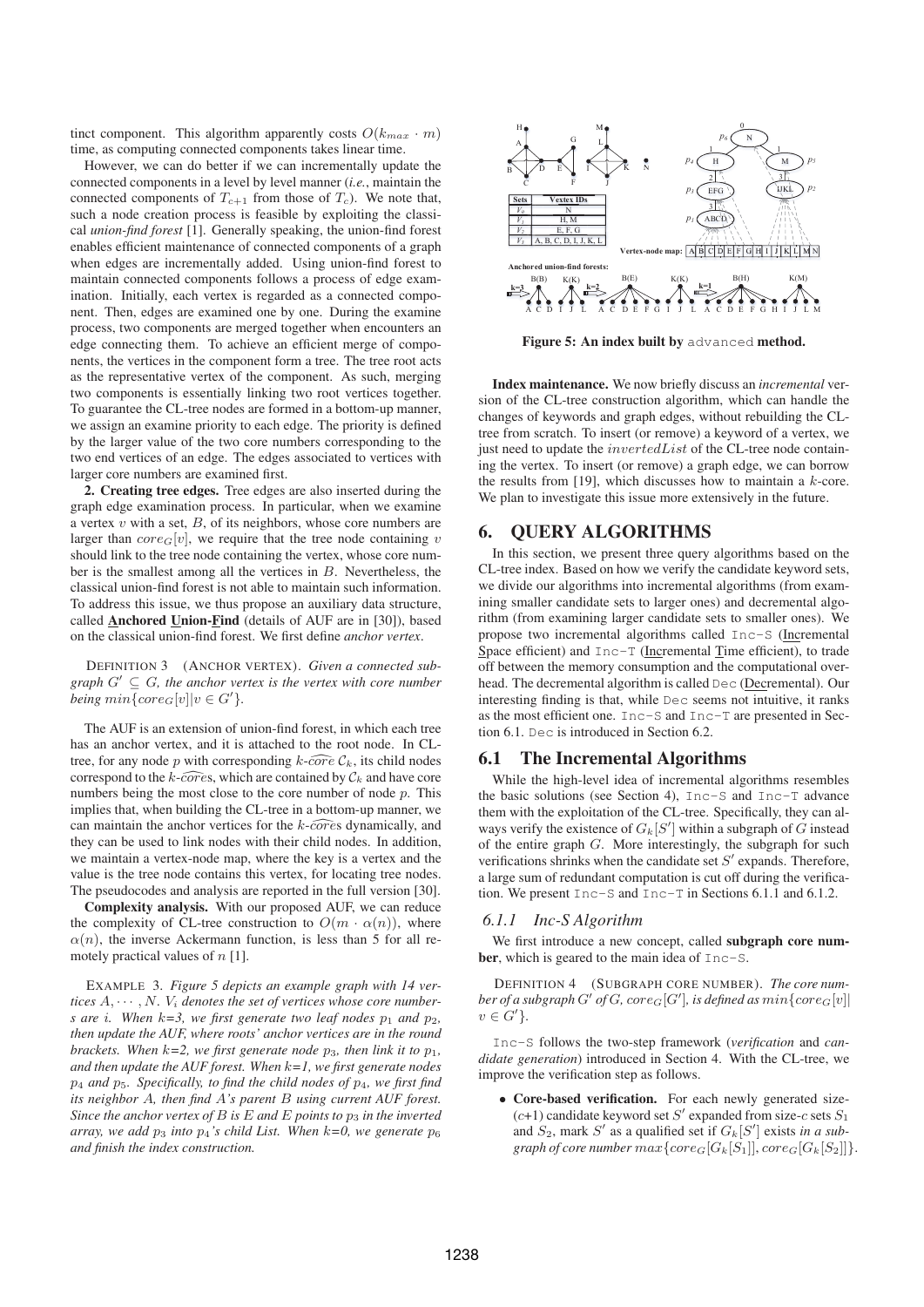tinct component. This algorithm apparently costs $O(k_{max} \cdot m)$ time, as computing connected components takes linear time.

However, we can do better if we can incrementally update the connected components in a level by level manner (*i.e.*, maintain the connected components of $T_{c+1}$ from those of $T_c$). We note that, such a node creation process is feasible by exploiting the classical *union-find forest* [1]. Generally speaking, the union-find forest enables efficient maintenance of connected components of a graph when edges are incrementally added. Using union-find forest to maintain connected components follows a process of edge examination. Initially, each vertex is regarded as a connected component. Then, edges are examined one by one. During the examine process, two components are merged together when encounters an edge connecting them. To achieve an efficient merge of components, the vertices in the component form a tree. The tree root acts as the representative vertex of the component. As such, merging two components is essentially linking two root vertices together. To guarantee the CL-tree nodes are formed in a bottom-up manner, we assign an examine priority to each edge. The priority is defined by the larger value of the two core numbers corresponding to the two end vertices of an edge. The edges associated to vertices with larger core numbers are examined first.

**2. Creating tree edges.** Tree edges are also inserted during the graph edge examination process. In particular, when we examine a vertex $v$ with a set, $B$, of its neighbors, whose core numbers are larger than $core_G[v]$, we require that the tree node containing $v$ should link to the tree node containing the vertex, whose core number is the smallest among all the vertices in $B$. Nevertheless, the classical union-find forest is not able to maintain such information. To address this issue, we thus propose an auxiliary data structure, called **Anchored Union-Find** (details of AUF are in [30]), based on the classical union-find forest. We first define *anchor vertex*.

DEFINITION 3 (ANCHOR VERTEX). *Given a connected subgraph $G' \subseteq G$, the anchor vertex is the vertex with core number being $min\{core_G[v]|v \in G'\}$.*

The AUF is an extension of union-find forest, in which each tree has an anchor vertex, and it is attached to the root node. In CL-tree, for any node $p$ with corresponding $k$-$\widehat{core}$ $\mathcal{C}_k$, its child nodes correspond to the $k$-$\widehat{core}$s, which are contained by $\mathcal{C}_k$ and have core numbers being the most close to the core number of node $p$. This implies that, when building the CL-tree in a bottom-up manner, we can maintain the anchor vertices for the $k$-$\widehat{core}$s dynamically, and they can be used to link nodes with their child nodes. In addition, we maintain a vertex-node map, where the key is a vertex and the value is the tree node contains this vertex, for locating tree nodes. The pseudocodes and analysis are reported in the full version [30].

**Complexity analysis.** With our proposed AUF, we can reduce the complexity of CL-tree construction to $O(m \cdot \alpha(n))$, where $\alpha(n)$, the inverse Ackermann function, is less than 5 for all remotely practical values of $n$ [1].

EXAMPLE 3. *Figure 5 depicts an example graph with 14 vertices $A, \cdots, N$. $V_i$ denotes the set of vertices whose core numbers are $i$. When $k$=3, we first generate two leaf nodes $p_1$ and $p_2$, then update the AUF, where roots' anchor vertices are in the round brackets. When $k$=2, we first generate node $p_3$, then link it to $p_1$, and then update the AUF forest. When $k$=1, we first generate nodes $p_4$ and $p_5$. Specifically, to find the child nodes of $p_4$, we first find its neighbor $A$, then find $A$'s parent $B$ using current AUF forest. Since the anchor vertex of $B$ is $E$ and $E$ points to $p_3$ in the inverted array, we add $p_3$ into $p_4$'s child List. When $k$=0, we generate $p_6$ and finish the index construction.*

| Sets | Vertex IDs |
|---|---|
| $V_0$ | N |
| $V_1$ | H, M |
| $V_2$ | E, F, G |
| $V_3$ | A, B, C, D, I, J, K, L |

**Figure 5: An index built by** `advanced` **method.**

**Index maintenance.** We now briefly discuss an *incremental* version of the CL-tree construction algorithm, which can handle the changes of keywords and graph edges, without rebuilding the CL-tree from scratch. To insert (or remove) a keyword of a vertex, we just need to update the $invertedList$ of the CL-tree node containing the vertex. To insert (or remove) a graph edge, we can borrow the results from [19], which discusses how to maintain a $k$-core. We plan to investigate this issue more extensively in the future.

## 6. QUERY ALGORITHMS

In this section, we present three query algorithms based on the CL-tree index. Based on how we verify the candidate keyword sets, we divide our algorithms into incremental algorithms (from examining smaller candidate sets to larger ones) and decremental algorithm (from examining larger candidate sets to smaller ones). We propose two incremental algorithms called `Inc-S` (Incremental Space efficient) and `Inc-T` (Incremental Time efficient), to trade off between the memory consumption and the computational overhead. The decremental algorithm is called `Dec` (Decremental). Our interesting finding is that, while `Dec` seems not intuitive, it ranks as the most efficient one. `Inc-S` and `Inc-T` are presented in Section 6.1. `Dec` is introduced in Section 6.2.

### 6.1 The Incremental Algorithms

While the high-level idea of incremental algorithms resembles the basic solutions (see Section 4), `Inc-S` and `Inc-T` advance them with the exploitation of the CL-tree. Specifically, they can always verify the existence of $G_k[S']$ within a subgraph of $G$ instead of the entire graph $G$. More interestingly, the subgraph for such verifications shrinks when the candidate set $S'$ expands. Therefore, a large sum of redundant computation is cut off during the verification. We present `Inc-S` and `Inc-T` in Sections 6.1.1 and 6.1.2.

#### 6.1.1 Inc-S Algorithm

We first introduce a new concept, called **subgraph core number**, which is geared to the main idea of `Inc-S`.

DEFINITION 4 (SUBGRAPH CORE NUMBER). *The core number of a subgraph $G'$ of $G$, $core_G[G']$, is defined as $min\{core_G[v]| v \in G'\}$.*

`Inc-S` follows the two-step framework (*verification* and *candidate generation*) introduced in Section 4. With the CL-tree, we improve the verification step as follows.

- **Core-based verification.** For each newly generated size-($c$+1) candidate keyword set $S'$ expanded from size-$c$ sets $S_1$ and $S_2$, mark $S'$ as a qualified set if $G_k[S']$ exists *in a subgraph of core number* $max\{core_G[G_k[S_1]], core_G[G_k[S_2]]\}$.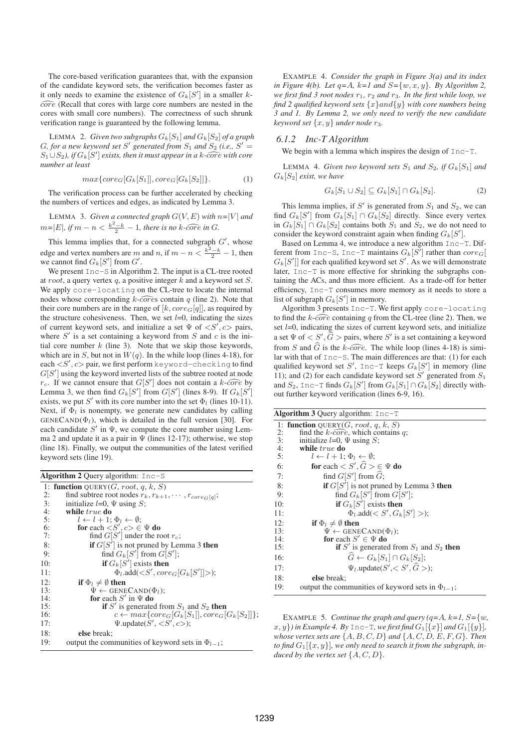The core-based verification guarantees that, with the expansion of the candidate keyword sets, the verification becomes faster as it only needs to examine the existence of $G_k[S']$ in a smaller $k$-$\widehat{core}$ (Recall that cores with large core numbers are nested in the cores with small core numbers). The correctness of such shrunk verification range is guaranteed by the following lemma.

LEMMA 2. *Given two subgraphs $G_k[S_1]$ and $G_k[S_2]$ of a graph $G$, for a new keyword set $S'$ generated from $S_1$ and $S_2$ (i.e., $S' = S_1 \cup S_2$), if $G_k[S']$ exists, then it must appear in a $k$-$\widehat{core}$ with core number at least*

$$max\{core_G[G_k[S_1]], core_G[G_k[S_2]]\}. \tag{1}$$

The verification process can be further accelerated by checking the numbers of vertices and edges, as indicated by Lemma 3.

LEMMA 3. *Given a connected graph $G(V, E)$ with $n$=$|V|$ and $m$=$|E|$, if $m - n < \frac{k^2-k}{2} - 1$, there is no $k$-$\widehat{core}$ in $G$.*

This lemma implies that, for a connected subgraph $G'$, whose edge and vertex numbers are $m$ and $n$, if $m - n < \frac{k^2-k}{2} - 1$, then we cannot find $G_k[S']$ from $G'$.

We present `Inc-S` in Algorithm 2. The input is a CL-tree rooted at $root$, a query vertex $q$, a positive integer $k$ and a keyword set $S$. We apply `core-locating` on the CL-tree to locate the internal nodes whose corresponding $k$-$\widehat{core}$s contain $q$ (line 2). Note that their core numbers are in the range of $[k, core_G[q]]$, as required by the structure cohesiveness. Then, we set $l$=0, indicating the sizes of current keyword sets, and initialize a set $\Psi$ of $<S', c>$ pairs, where $S'$ is a set containing a keyword from $S$ and $c$ is the initial core number $k$ (line 3). Note that we skip those keywords, which are in $S$, but not in $W(q)$. In the while loop (lines 4-18), for each $<S', c>$ pair, we first perform `keyword-checking` to find $G[S']$ using the keyword inverted lists of the subtree rooted at node $r_c$. If we cannot ensure that $G[S']$ does not contain a $k$-$\widehat{core}$ by Lemma 3, we then find $G_k[S']$ from $G[S']$ (lines 8-9). If $G_k[S']$ exists, we put $S'$ with its core number into the set $\Phi_l$ (lines 10-11). Next, if $\Phi_l$ is nonempty, we generate new candidates by calling GENECAND($\Phi_l$), which is detailed in the full version [30]. For each candidate $S'$ in $\Psi$, we compute the core number using Lemma 2 and update it as a pair in $\Psi$ (lines 12-17); otherwise, we stop (line 18). Finally, we output the communities of the latest verified keyword sets (line 19).

**Algorithm 2** Query algorithm: `Inc-S`

```
1:  function QUERY(G, root, q, k, S)
2:      find subtree root nodes r_k, r_{k+1}, ..., r_{core_G[q]};
3:      initialize l=0, Ψ using S;
4:      while true do
5:          l ← l + 1; Φ_l ← ∅;
6:          for each <S', c> ∈ Ψ do
7:              find G[S'] under the root r_c;
8:              if G[S'] is not pruned by Lemma 3 then
9:                  find G_k[S'] from G[S'];
10:                 if G_k[S'] exists then
11:                     Φ_l.add(<S', core_G[G_k[S']]>);
12:         if Φ_l ≠ ∅ then
13:             Ψ ← GENECAND(Φ_l);
14:             for each S' in Ψ do
15:                 if S' is generated from S_1 and S_2 then
16:                     c ← max{core_G[G_k[S_1]], core_G[G_k[S_2]]};
17:                 Ψ.update(S', <S', c>);
18:         else break;
19:     output the communities of keyword sets in Φ_{l-1};
```

EXAMPLE 4. *Consider the graph in Figure 3(a) and its index in Figure 4(b). Let q=A, k=1 and S={w, x, y}. By Algorithm 2, we first find 3 root nodes $r_1$, $r_2$ and $r_3$. In the first while loop, we find 2 qualified keyword sets {x}and{y} with core numbers being 3 and 1. By Lemma 2, we only need to verify the new candidate keyword set {x, y} under node $r_3$.*

### 6.1.2 Inc-T Algorithm

We begin with a lemma which inspires the design of `Inc-T`.

LEMMA 4. *Given two keyword sets $S_1$ and $S_2$, if $G_k[S_1]$ and $G_k[S_2]$ exist, we have*

$$G_k[S_1 \cup S_2] \subseteq G_k[S_1] \cap G_k[S_2]. \tag{2}$$

This lemma implies, if $S'$ is generated from $S_1$ and $S_2$, we can find $G_k[S']$ from $G_k[S_1] \cap G_k[S_2]$ directly. Since every vertex in $G_k[S_1] \cap G_k[S_2]$ contains both $S_1$ and $S_2$, we do not need to consider the keyword constraint again when finding $G_k[S']$.

Based on Lemma 4, we introduce a new algorithm `Inc-T`. Different from `Inc-S`, `Inc-T` maintains $G_k[S']$ rather than $core_G[G_k[S']]$ for each qualified keyword set $S'$. As we will demonstrate later, `Inc-T` is more effective for shrinking the subgraphs containing the ACs, and thus more efficient. As a trade-off for better efficiency, `Inc-T` consumes more memory as it needs to store a list of subgraph $G_k[S']$ in memory.

Algorithm 3 presents `Inc-T`. We first apply `core-locating` to find the $k$-$\widehat{core}$ containing $q$ from the CL-tree (line 2). Then, we set $l$=0, indicating the sizes of current keyword sets, and initialize a set $\Psi$ of $< S', \widehat{G} >$ pairs, where $S'$ is a set containing a keyword from $S$ and $\widehat{G}$ is the $k$-$\widehat{core}$. The while loop (lines 4-18) is similar with that of `Inc-S`. The main differences are that: (1) for each qualified keyword set $S'$, `Inc-T` keeps $G_k[S']$ in memory (line 11); and (2) for each candidate keyword set $S'$ generated from $S_1$ and $S_2$, `Inc-T` finds $G_k[S']$ from $G_k[S_1] \cap G_k[S_2]$ directly without further keyword verification (lines 6-9, 16).

**Algorithm 3** Query algorithm: `Inc-T`

```
1:  function QUERY(G, root, q, k, S)
2:      find the k-core, which contains q;
3:      initialize l=0, Ψ using S;
4:      while true do
5:          l ← l + 1; Φ_l ← ∅;
6:          for each < S', Ĝ > ∈ Ψ do
7:              find G[S'] from Ĝ;
8:              if G[S'] is not pruned by Lemma 3 then
9:                  find G_k[S'] from G[S'];
10:                 if G_k[S'] exists then
11:                     Φ_l.add(< S', G_k[S'] >);
12:         if Φ_l ≠ ∅ then
13:             Ψ ← GENECAND(Φ_l);
14:             for each S' ∈ Ψ do
15:                 if S' is generated from S_1 and S_2 then
16:                     Ĝ ← G_k[S_1] ∩ G_k[S_2];
17:                     Ψ_l.update(S', < S', Ĝ >);
18:         else break;
19:     output the communities of keyword sets in Φ_{l-1};
```

EXAMPLE 5. *Continue the graph and query (q=A, k=1, S={w, x, y}) in Example 4. By `Inc-T`, we first find $G_1[\{x\}]$ and $G_1[\{y\}]$, whose vertex sets are {A, B, C, D} and {A, C, D, E, F, G}. Then to find $G_1[\{x, y\}]$, we only need to search it from the subgraph, induced by the vertex set {A, C, D}.*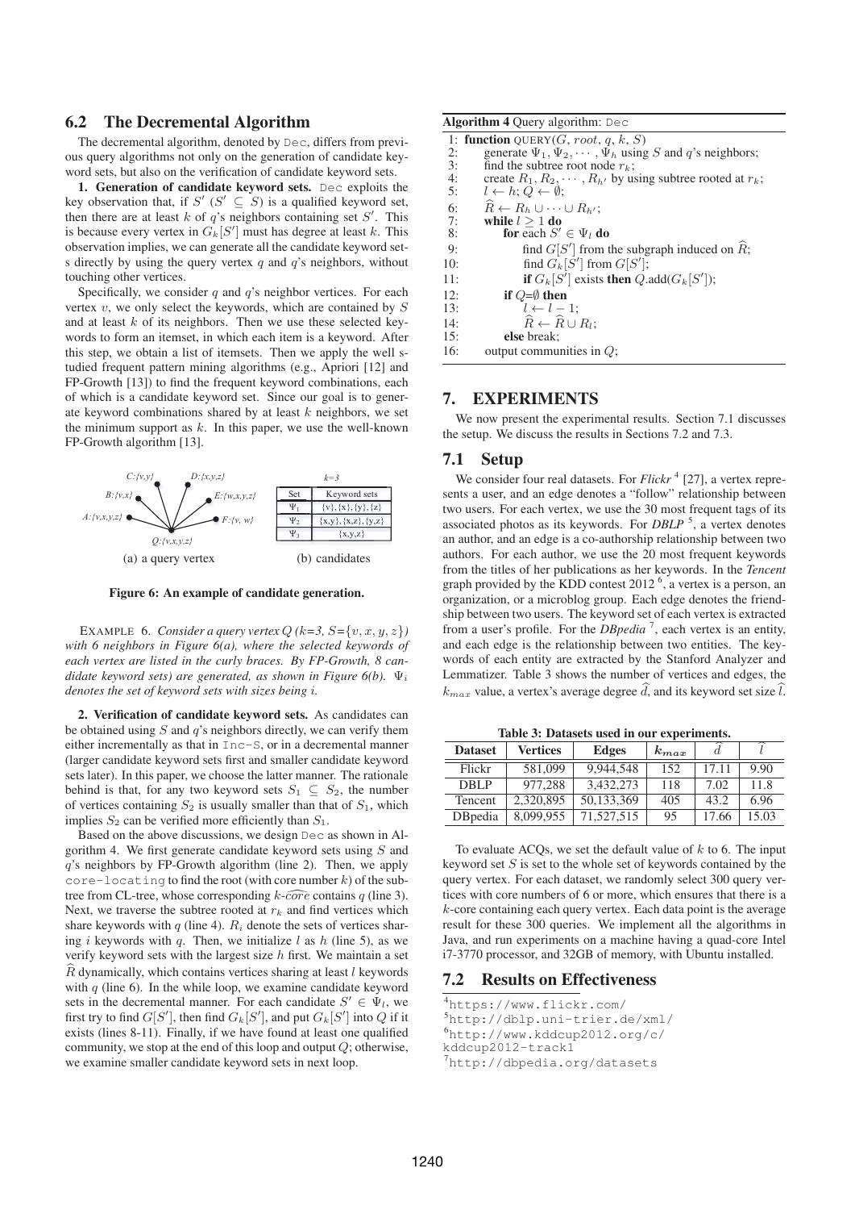## 6.2 The Decremental Algorithm

The decremental algorithm, denoted by `Dec`, differs from previous query algorithms not only on the generation of candidate keyword sets, but also on the verification of candidate keyword sets.

**1. Generation of candidate keyword sets.** `Dec` exploits the key observation that, if $S'$ ($S' \subseteq S$) is a qualified keyword set, then there are at least $k$ of $q$'s neighbors containing set $S'$. This is because every vertex in $G_k[S']$ must has degree at least $k$. This observation implies, we can generate all the candidate keyword sets directly by using the query vertex $q$ and $q$'s neighbors, without touching other vertices.

Specifically, we consider $q$ and $q$'s neighbor vertices. For each vertex $v$, we only select the keywords, which are contained by $S$ and at least $k$ of its neighbors. Then we use these selected keywords to form an itemset, in which each item is a keyword. After this step, we obtain a list of itemsets. Then we apply the well studied frequent pattern mining algorithms (e.g., Apriori [12] and FP-Growth [13]) to find the frequent keyword combinations, each of which is a candidate keyword set. Since our goal is to generate keyword combinations shared by at least $k$ neighbors, we set the minimum support as $k$. In this paper, we use the well-known FP-Growth algorithm [13].

(a) a query vertex — vertices: C:{v,y}, D:{x,y,z}, B:{v,x}, E:{w,x,y,z}, A:{v,x,y,z}, F:{v, w}, Q:{v,x,y,z}

(b) candidates ($k$=3)

| Set | Keyword sets |
|---|---|
| $\Psi_1$ | {v}, {x}, {y}, {z} |
| $\Psi_2$ | {x,y}, {x,z}, {y,z} |
| $\Psi_3$ | {x,y,z} |

**Figure 6: An example of candidate generation.**

EXAMPLE 6. *Consider a query vertex $Q$ ($k$=3, $S$=$\{v, x, y, z\}$) with 6 neighbors in Figure 6(a), where the selected keywords of each vertex are listed in the curly braces. By FP-Growth, 8 candidate keyword sets) are generated, as shown in Figure 6(b). $\Psi_i$ denotes the set of keyword sets with sizes being $i$.*

**2. Verification of candidate keyword sets.** As candidates can be obtained using $S$ and $q$'s neighbors directly, we can verify them either incrementally as that in `Inc-S`, or in a decremental manner (larger candidate keyword sets first and smaller candidate keyword sets later). In this paper, we choose the latter manner. The rationale behind is that, for any two keyword sets $S_1 \subseteq S_2$, the number of vertices containing $S_2$ is usually smaller than that of $S_1$, which implies $S_2$ can be verified more efficiently than $S_1$.

Based on the above discussions, we design `Dec` as shown in Algorithm 4. We first generate candidate keyword sets using $S$ and $q$'s neighbors by FP-Growth algorithm (line 2). Then, we apply `core-locating` to find the root (with core number $k$) of the subtree from CL-tree, whose corresponding $k$-$\widehat{core}$ contains $q$ (line 3). Next, we traverse the subtree rooted at $r_k$ and find vertices which share keywords with $q$ (line 4). $R_i$ denote the sets of vertices sharing $i$ keywords with $q$. Then, we initialize $l$ as $h$ (line 5), as we verify keyword sets with the largest size $h$ first. We maintain a set $\widehat{R}$ dynamically, which contains vertices sharing at least $l$ keywords with $q$ (line 6). In the while loop, we examine candidate keyword sets in the decremental manner. For each candidate $S' \in \Psi_l$, we first try to find $G[S']$, then find $G_k[S']$, and put $G_k[S']$ into $Q$ if it exists (lines 8-11). Finally, if we have found at least one qualified community, we stop at the end of this loop and output $Q$; otherwise, we examine smaller candidate keyword sets in next loop.

**Algorithm 4** Query algorithm: `Dec`

```
1:  function QUERY(G, root, q, k, S)
2:      generate Ψ_1, Ψ_2, ···, Ψ_h using S and q's neighbors;
3:      find the subtree root node r_k;
4:      create R_1, R_2, ···, R_h' by using subtree rooted at r_k;
5:      l ← h; Q ← ∅;
6:      R̂ ← R_h ∪ ··· ∪ R_h';
7:      while l ≥ 1 do
8:          for each S' ∈ Ψ_l do
9:              find G[S'] from the subgraph induced on R̂;
10:             find G_k[S'] from G[S'];
11:             if G_k[S'] exists then Q.add(G_k[S']);
12:         if Q=∅ then
13:             l ← l − 1;
14:             R̂ ← R̂ ∪ R_l;
15:         else break;
16:     output communities in Q;
```

## 7. EXPERIMENTS

We now present the experimental results. Section 7.1 discusses the setup. We discuss the results in Sections 7.2 and 7.3.

### 7.1 Setup

We consider four real datasets. For *Flickr* [4] [27], a vertex represents a user, and an edge denotes a "follow" relationship between two users. For each vertex, we use the 30 most frequent tags of its associated photos as its keywords. For *DBLP* [5], a vertex denotes an author, and an edge is a co-authorship relationship between two authors. For each author, we use the 20 most frequent keywords from the titles of her publications as her keywords. In the *Tencent* graph provided by the KDD contest 2012 [6], a vertex is a person, an organization, or a microblog group. Each edge denotes the friendship between two users. The keyword set of each vertex is extracted from a user's profile. For the *DBpedia* [7], each vertex is an entity, and each edge is the relationship between two entities. The keywords of each entity are extracted by the Stanford Analyzer and Lemmatizer. Table 3 shows the number of vertices and edges, the $k_{max}$ value, a vertex's average degree $\widehat{d}$, and its keyword set size $\widehat{l}$.

**Table 3: Datasets used in our experiments.**

| Dataset | Vertices | Edges | $k_{max}$ | $\widehat{d}$ | $\widehat{l}$ |
|---|---|---|---|---|---|
| Flickr | 581,099 | 9,944,548 | 152 | 17.11 | 9.90 |
| DBLP | 977,288 | 3,432,273 | 118 | 7.02 | 11.8 |
| Tencent | 2,320,895 | 50,133,369 | 405 | 43.2 | 6.96 |
| DBpedia | 8,099,955 | 71,527,515 | 95 | 17.66 | 15.03 |

To evaluate ACQs, we set the default value of $k$ to 6. The input keyword set $S$ is set to the whole set of keywords contained by the query vertex. For each dataset, we randomly select 300 query vertices with core numbers of 6 or more, which ensures that there is a $k$-core containing each query vertex. Each data point is the average result for these 300 queries. We implement all the algorithms in Java, and run experiments on a machine having a quad-core Intel i7-3770 processor, and 32GB of memory, with Ubuntu installed.

### 7.2 Results on Effectiveness

[4] https://www.flickr.com/

[5] http://dblp.uni-trier.de/xml/

[6] http://www.kddcup2012.org/c/kddcup2012-track1

[7] http://dbpedia.org/datasets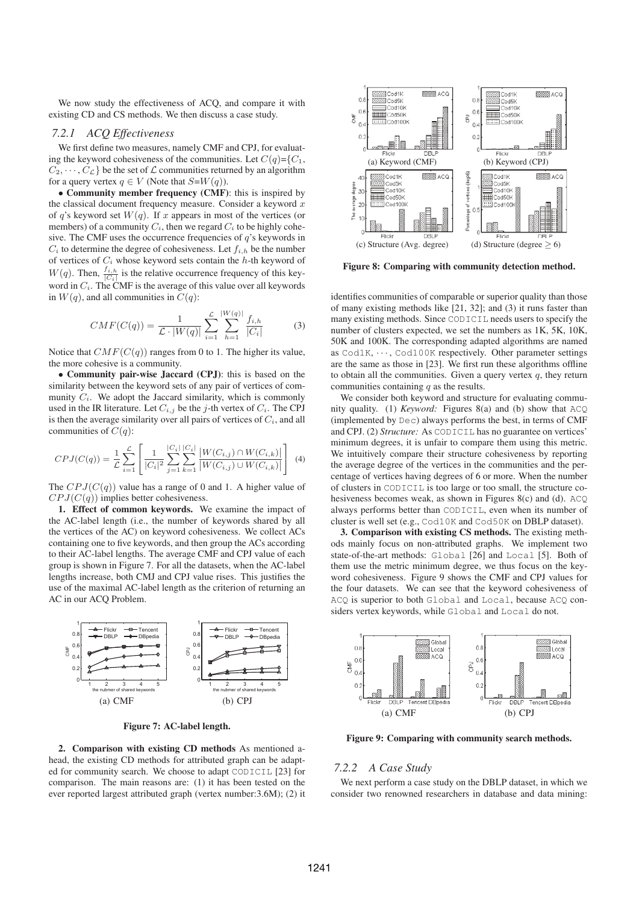We now study the effectiveness of ACQ, and compare it with existing CD and CS methods. We then discuss a case study.

### 7.2.1 ACQ Effectiveness

We first define two measures, namely CMF and CPJ, for evaluating the keyword cohesiveness of the communities. Let $C(q)=\{C_1, C_2, \cdots, C_{\mathcal{L}}\}$ be the set of $\mathcal{L}$ communities returned by an algorithm for a query vertex $q \in V$ (Note that $S$=$W(q)$).

• **Community member frequency (CMF)**: this is inspired by the classical document frequency measure. Consider a keyword $x$ of $q$'s keyword set $W(q)$. If $x$ appears in most of the vertices (or members) of a community $C_i$, then we regard $C_i$ to be highly cohesive. The CMF uses the occurrence frequencies of $q$'s keywords in $C_i$ to determine the degree of cohesiveness. Let $f_{i,h}$ be the number of vertices of $C_i$ whose keyword sets contain the $h$-th keyword of $W(q)$. Then, $\frac{f_{i,h}}{|C_i|}$ is the relative occurrence frequency of this keyword in $C_i$. The CMF is the average of this value over all keywords in $W(q)$, and all communities in $C(q)$:

$$CMF(C(q)) = \frac{1}{\mathcal{L} \cdot |W(q)|} \sum_{i=1}^{\mathcal{L}} \sum_{h=1}^{|W(q)|} \frac{f_{i,h}}{|C_i|} \quad (3)$$

Notice that $CMF(C(q))$ ranges from 0 to 1. The higher its value, the more cohesive is a community.

• **Community pair-wise Jaccard (CPJ)**: this is based on the similarity between the keyword sets of any pair of vertices of community $C_i$. We adopt the Jaccard similarity, which is commonly used in the IR literature. Let $C_{i,j}$ be the $j$-th vertex of $C_i$. The CPJ is then the average similarity over all pairs of vertices of $C_i$, and all communities of $C(q)$:

$$CPJ(C(q)) = \frac{1}{\mathcal{L}} \sum_{i=1}^{\mathcal{L}} \left[ \frac{1}{|C_i|^2} \sum_{j=1}^{|C_i|} \sum_{k=1}^{|C_i|} \frac{|W(C_{i,j}) \cap W(C_{i,k})|}{|W(C_{i,j}) \cup W(C_{i,k})|} \right] \quad (4)$$

The $CPJ(C(q))$ value has a range of 0 and 1. A higher value of $CPJ(C(q))$ implies better cohesiveness.

**1. Effect of common keywords.** We examine the impact of the AC-label length (i.e., the number of keywords shared by all the vertices of the AC) on keyword cohesiveness. We collect ACs containing one to five keywords, and then group the ACs according to their AC-label lengths. The average CMF and CPJ value of each group is shown in Figure 7. For all the datasets, when the AC-label lengths increase, both CMJ and CPJ value rises. This justifies the use of the maximal AC-label length as the criterion of returning an AC in our ACQ Problem.

(a) CMF (b) CPJ

**Figure 7: AC-label length.**

**2. Comparison with existing CD methods** As mentioned ahead, the existing CD methods for attributed graph can be adapted for community search. We choose to adapt CODICIL [23] for comparison. The main reasons are: (1) it has been tested on the ever reported largest attributed graph (vertex number:3.6M); (2) it identifies communities of comparable or superior quality than those of many existing methods like [21, 32]; and (3) it runs faster than many existing methods. Since CODICIL needs users to specify the number of clusters expected, we set the numbers as 1K, 5K, 10K, 50K and 100K. The corresponding adapted algorithms are named as Cod1K, $\cdots$, Cod100K respectively. Other parameter settings are the same as those in [23]. We first run these algorithms offline to obtain all the communities. Given a query vertex $q$, they return communities containing $q$ as the results.

(a) Keyword (CMF) (b) Keyword (CPJ) (c) Structure (Avg. degree) (d) Structure (degree $\geq 6$)

**Figure 8: Comparing with community detection method.**

We consider both keyword and structure for evaluating community quality. (1) *Keyword:* Figures 8(a) and (b) show that ACQ (implemented by Dec) always performs the best, in terms of CMF and CPJ. (2) *Structure:* As CODICIL has no guarantee on vertices' minimum degrees, it is unfair to compare them using this metric. We intuitively compare their structure cohesiveness by reporting the average degree of the vertices in the communities and the percentage of vertices having degrees of 6 or more. When the number of clusters in CODICIL is too large or too small, the structure cohesiveness becomes weak, as shown in Figures 8(c) and (d). ACQ always performs better than CODICIL, even when its number of cluster is well set (e.g., Cod10K and Cod50K on DBLP dataset).

**3. Comparison with existing CS methods.** The existing methods mainly focus on non-attributed graphs. We implement two state-of-the-art methods: Global [26] and Local [5]. Both of them use the metric minimum degree, we thus focus on the keyword cohesiveness. Figure 9 shows the CMF and CPJ values for the four datasets. We can see that the keyword cohesiveness of ACQ is superior to both Global and Local, because ACQ considers vertex keywords, while Global and Local do not.

(a) CMF (b) CPJ

**Figure 9: Comparing with community search methods.**

### 7.2.2 A Case Study

We next perform a case study on the DBLP dataset, in which we consider two renowned researchers in database and data mining: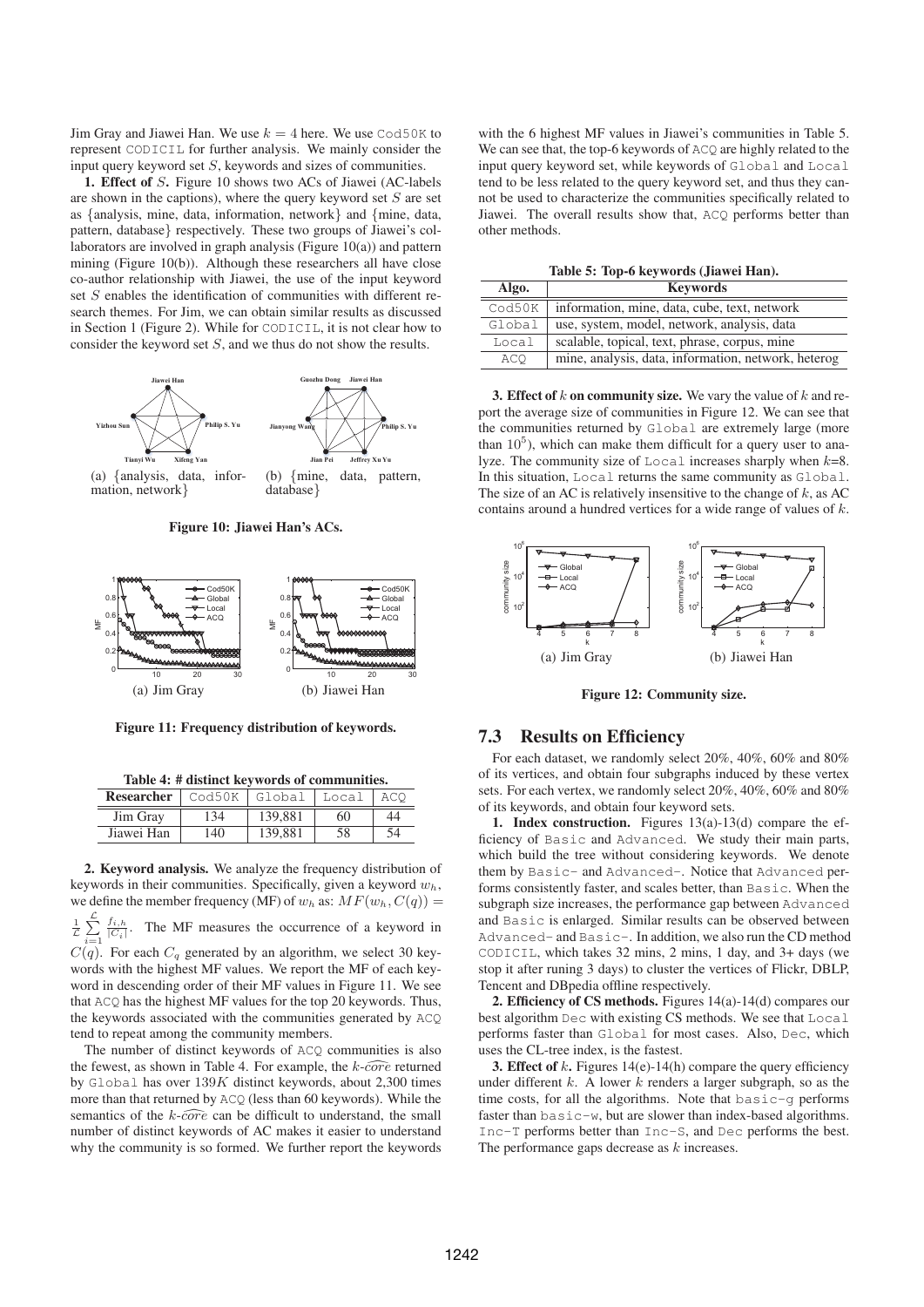Jim Gray and Jiawei Han. We use $k = 4$ here. We use Cod50K to represent CODICIL for further analysis. We mainly consider the input query keyword set $S$, keywords and sizes of communities.

**1. Effect of $S$.** Figure 10 shows two ACs of Jiawei (AC-labels are shown in the captions), where the query keyword set $S$ are set as {analysis, mine, data, information, network} and {mine, data, pattern, database} respectively. These two groups of Jiawei's collaborators are involved in graph analysis (Figure 10(a)) and pattern mining (Figure 10(b)). Although these researchers all have close co-author relationship with Jiawei, the use of the input keyword set $S$ enables the identification of communities with different research themes. For Jim, we can obtain similar results as discussed in Section 1 (Figure 2). While for CODICIL, it is not clear how to consider the keyword set $S$, and we thus do not show the results.

(a) {analysis, data, information, network}

(b) {mine, data, pattern, database}

**Figure 10: Jiawei Han's ACs.**

(a) Jim Gray

(b) Jiawei Han

**Figure 11: Frequency distribution of keywords.**

**Table 4: # distinct keywords of communities.**

| Researcher | Cod50K | Global | Local | ACQ |
|---|---|---|---|---|
| Jim Gray | 134 | 139,881 | 60 | 44 |
| Jiawei Han | 140 | 139,881 | 58 | 54 |

**2. Keyword analysis.** We analyze the frequency distribution of keywords in their communities. Specifically, given a keyword $w_h$, we define the member frequency (MF) of $w_h$ as: $MF(w_h, C(q)) = \frac{1}{\mathcal{L}} \sum_{i=1}^{\mathcal{L}} \frac{f_{i,h}}{|C_i|}$. The MF measures the occurrence of a keyword in $C(q)$. For each $C_q$ generated by an algorithm, we select 30 keywords with the highest MF values. We report the MF of each keyword in descending order of their MF values in Figure 11. We see that ACQ has the highest MF values for the top 20 keywords. Thus, the keywords associated with the communities generated by ACQ tend to repeat among the community members.

The number of distinct keywords of ACQ communities is also the fewest, as shown in Table 4. For example, the $k$-$\widehat{core}$ returned by Global has over $139K$ distinct keywords, about 2,300 times more than that returned by ACQ (less than 60 keywords). While the semantics of the $k$-$\widehat{core}$ can be difficult to understand, the small number of distinct keywords of AC makes it easier to understand why the community is so formed. We further report the keywords with the 6 highest MF values in Jiawei's communities in Table 5. We can see that, the top-6 keywords of ACQ are highly related to the input query keyword set, while keywords of Global and Local tend to be less related to the query keyword set, and thus they cannot be used to characterize the communities specifically related to Jiawei. The overall results show that, ACQ performs better than other methods.

**Table 5: Top-6 keywords (Jiawei Han).**

| Algo. | Keywords |
|---|---|
| Cod50K | information, mine, data, cube, text, network |
| Global | use, system, model, network, analysis, data |
| Local | scalable, topical, text, phrase, corpus, mine |
| ACQ | mine, analysis, data, information, network, heterog |

**3. Effect of $k$ on community size.** We vary the value of $k$ and report the average size of communities in Figure 12. We can see that the communities returned by Global are extremely large (more than $10^5$), which can make them difficult for a query user to analyze. The community size of Local increases sharply when $k$=8. In this situation, Local returns the same community as Global. The size of an AC is relatively insensitive to the change of $k$, as AC contains around a hundred vertices for a wide range of values of $k$.

(a) Jim Gray

(b) Jiawei Han

**Figure 12: Community size.**

### 7.3 Results on Efficiency

For each dataset, we randomly select 20%, 40%, 60% and 80% of its vertices, and obtain four subgraphs induced by these vertex sets. For each vertex, we randomly select 20%, 40%, 60% and 80% of its keywords, and obtain four keyword sets.

**1. Index construction.** Figures 13(a)-13(d) compare the efficiency of Basic and Advanced. We study their main parts, which build the tree without considering keywords. We denote them by Basic- and Advanced-. Notice that Advanced performs consistently faster, and scales better, than Basic. When the subgraph size increases, the performance gap between Advanced and Basic is enlarged. Similar results can be observed between Advanced- and Basic-. In addition, we also run the CD method CODICIL, which takes 32 mins, 2 mins, 1 day, and 3+ days (we stop it after runing 3 days) to cluster the vertices of Flickr, DBLP, Tencent and DBpedia offline respectively.

**2. Efficiency of CS methods.** Figures 14(a)-14(d) compares our best algorithm Dec with existing CS methods. We see that Local performs faster than Global for most cases. Also, Dec, which uses the CL-tree index, is the fastest.

**3. Effect of $k$.** Figures 14(e)-14(h) compare the query efficiency under different $k$. A lower $k$ renders a larger subgraph, so as the time costs, for all the algorithms. Note that basic-g performs faster than basic-w, but are slower than index-based algorithms. Inc-T performs better than Inc-S, and Dec performs the best. The performance gaps decrease as $k$ increases.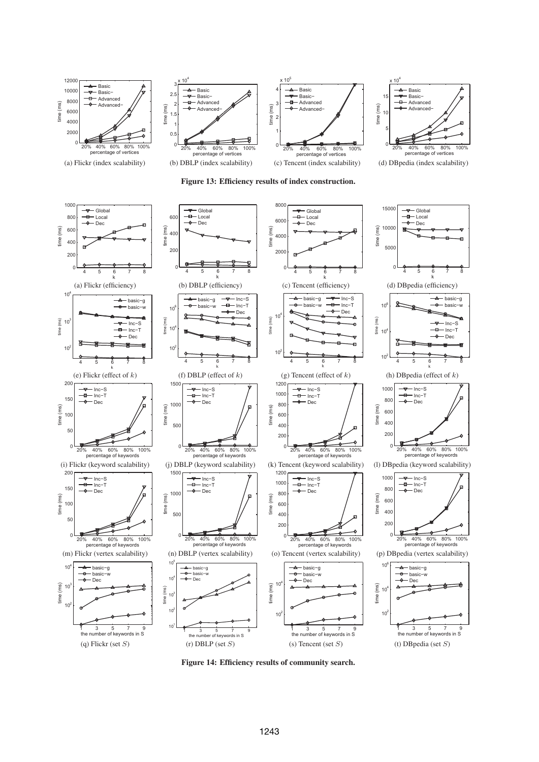(a) Flickr (index scalability) (b) DBLP (index scalability) (c) Tencent (index scalability) (d) DBpedia (index scalability)

**Figure 13: Efficiency results of index construction.**

(a) Flickr (efficiency) (b) DBLP (efficiency) (c) Tencent (efficiency) (d) DBpedia (efficiency)

(e) Flickr (effect of $k$) (f) DBLP (effect of $k$) (g) Tencent (effect of $k$) (h) DBpedia (effect of $k$)

(i) Flickr (keyword scalability) (j) DBLP (keyword scalability) (k) Tencent (keyword scalability) (l) DBpedia (keyword scalability)

(m) Flickr (vertex scalability) (n) DBLP (vertex scalability) (o) Tencent (vertex scalability) (p) DBpedia (vertex scalability)

(q) Flickr (set $S$) (r) DBLP (set $S$) (s) Tencent (set $S$) (t) DBpedia (set $S$)

**Figure 14: Efficiency results of community search.**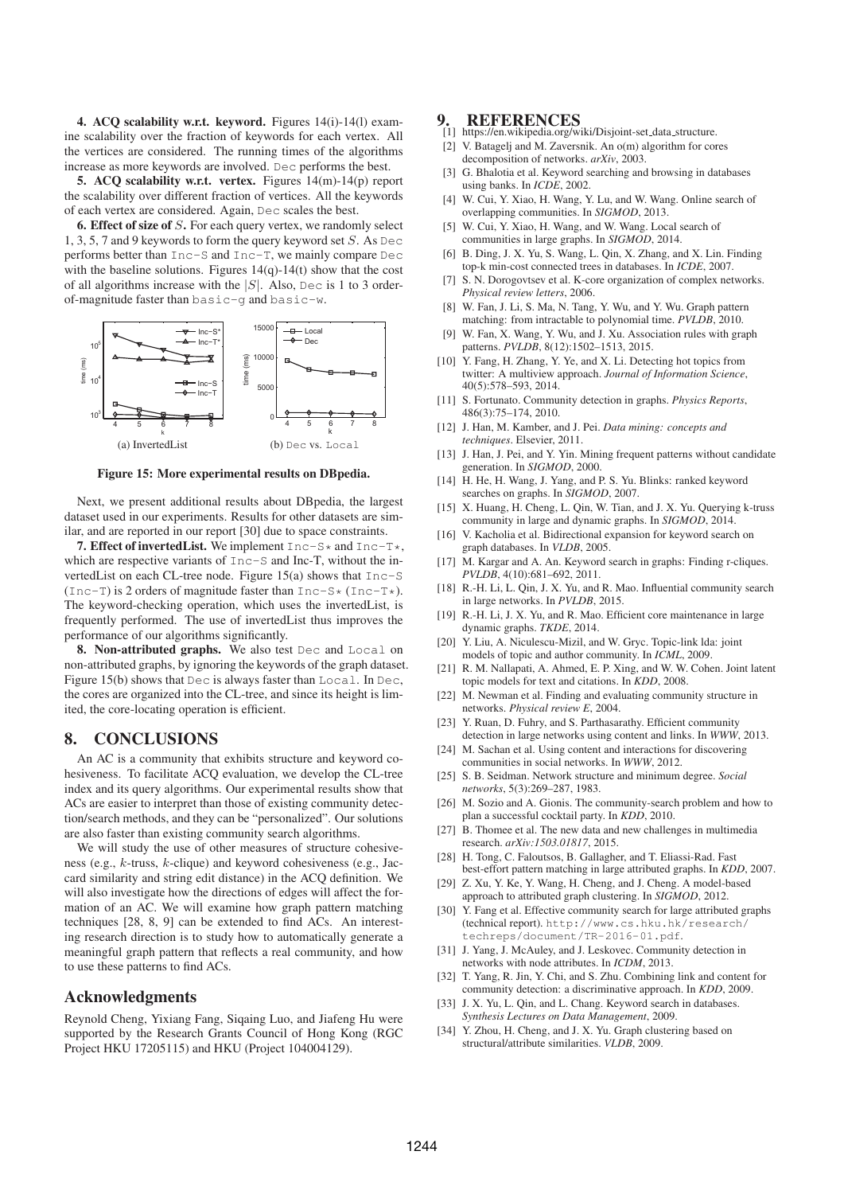**4. ACQ scalability w.r.t. keyword.** Figures 14(i)-14(l) examine scalability over the fraction of keywords for each vertex. All the vertices are considered. The running times of the algorithms increase as more keywords are involved. `Dec` performs the best.

**5. ACQ scalability w.r.t. vertex.** Figures 14(m)-14(p) report the scalability over different fraction of vertices. All the keywords of each vertex are considered. Again, `Dec` scales the best.

**6. Effect of size of $S$.** For each query vertex, we randomly select 1, 3, 5, 7 and 9 keywords to form the query keyword set $S$. As `Dec` performs better than `Inc-S` and `Inc-T`, we mainly compare `Dec` with the baseline solutions. Figures 14(q)-14(t) show that the cost of all algorithms increase with the $|S|$. Also, `Dec` is 1 to 3 order-of-magnitude faster than `basic-g` and `basic-w`.

time (ms)
$10^5$
$10^4$
$10^3$
Inc-S*
Inc-T*
Inc-S
Inc-T
4 5 6 7 8
k
(a) InvertedList

time (ms)
15000
10000
5000
0
Local
Dec
4 5 6 7 8
k
(b) `Dec` vs. `Local`

**Figure 15: More experimental results on DBpedia.**

Next, we present additional results about DBpedia, the largest dataset used in our experiments. Results for other datasets are similar, and are reported in our report [30] due to space constraints.

**7. Effect of invertedList.** We implement `Inc-S*` and `Inc-T*`, which are respective variants of `Inc-S` and Inc-T, without the invertedList on each CL-tree node. Figure 15(a) shows that `Inc-S` (`Inc-T`) is 2 orders of magnitude faster than `Inc-S*` (`Inc-T*`). The keyword-checking operation, which uses the invertedList, is frequently performed. The use of invertedList thus improves the performance of our algorithms significantly.

**8. Non-attributed graphs.** We also test `Dec` and `Local` on non-attributed graphs, by ignoring the keywords of the graph dataset. Figure 15(b) shows that `Dec` is always faster than `Local`. In `Dec`, the cores are organized into the CL-tree, and since its height is limited, the core-locating operation is efficient.

## 8. CONCLUSIONS

An AC is a community that exhibits structure and keyword cohesiveness. To facilitate ACQ evaluation, we develop the CL-tree index and its query algorithms. Our experimental results show that ACs are easier to interpret than those of existing community detection/search methods, and they can be "personalized". Our solutions are also faster than existing community search algorithms.

We will study the use of other measures of structure cohesiveness (e.g., $k$-truss, $k$-clique) and keyword cohesiveness (e.g., Jaccard similarity and string edit distance) in the ACQ definition. We will also investigate how the directions of edges will affect the formation of an AC. We will examine how graph pattern matching techniques [28, 8, 9] can be extended to find ACs. An interesting research direction is to study how to automatically generate a meaningful graph pattern that reflects a real community, and how to use these patterns to find ACs.

## Acknowledgments

Reynold Cheng, Yixiang Fang, Siqaing Luo, and Jiafeng Hu were supported by the Research Grants Council of Hong Kong (RGC Project HKU 17205115) and HKU (Project 104004129).

## 9. REFERENCES

[1] https://en.wikipedia.org/wiki/Disjoint-set_data_structure.

[2] V. Batagelj and M. Zaversnik. An o(m) algorithm for cores decomposition of networks. *arXiv*, 2003.

[3] G. Bhalotia et al. Keyword searching and browsing in databases using banks. In *ICDE*, 2002.

[4] W. Cui, Y. Xiao, H. Wang, Y. Lu, and W. Wang. Online search of overlapping communities. In *SIGMOD*, 2013.

[5] W. Cui, Y. Xiao, H. Wang, and W. Wang. Local search of communities in large graphs. In *SIGMOD*, 2014.

[6] B. Ding, J. X. Yu, S. Wang, L. Qin, X. Zhang, and X. Lin. Finding top-k min-cost connected trees in databases. In *ICDE*, 2007.

[7] S. N. Dorogovtsev et al. K-core organization of complex networks. *Physical review letters*, 2006.

[8] W. Fan, J. Li, S. Ma, N. Tang, Y. Wu, and Y. Wu. Graph pattern matching: from intractable to polynomial time. *PVLDB*, 2010.

[9] W. Fan, X. Wang, Y. Wu, and J. Xu. Association rules with graph patterns. *PVLDB*, 8(12):1502–1513, 2015.

[10] Y. Fang, H. Zhang, Y. Ye, and X. Li. Detecting hot topics from twitter: A multiview approach. *Journal of Information Science*, 40(5):578–593, 2014.

[11] S. Fortunato. Community detection in graphs. *Physics Reports*, 486(3):75–174, 2010.

[12] J. Han, M. Kamber, and J. Pei. *Data mining: concepts and techniques*. Elsevier, 2011.

[13] J. Han, J. Pei, and Y. Yin. Mining frequent patterns without candidate generation. In *SIGMOD*, 2000.

[14] H. He, H. Wang, J. Yang, and P. S. Yu. Blinks: ranked keyword searches on graphs. In *SIGMOD*, 2007.

[15] X. Huang, H. Cheng, L. Qin, W. Tian, and J. X. Yu. Querying k-truss community in large and dynamic graphs. In *SIGMOD*, 2014.

[16] V. Kacholia et al. Bidirectional expansion for keyword search on graph databases. In *VLDB*, 2005.

[17] M. Kargar and A. An. Keyword search in graphs: Finding r-cliques. *PVLDB*, 4(10):681–692, 2011.

[18] R.-H. Li, L. Qin, J. X. Yu, and R. Mao. Influential community search in large networks. In *PVLDB*, 2015.

[19] R.-H. Li, J. X. Yu, and R. Mao. Efficient core maintenance in large dynamic graphs. *TKDE*, 2014.

[20] Y. Liu, A. Niculescu-Mizil, and W. Gryc. Topic-link lda: joint models of topic and author community. In *ICML*, 2009.

[21] R. M. Nallapati, A. Ahmed, E. P. Xing, and W. W. Cohen. Joint latent topic models for text and citations. In *KDD*, 2008.

[22] M. Newman et al. Finding and evaluating community structure in networks. *Physical review E*, 2004.

[23] Y. Ruan, D. Fuhry, and S. Parthasarathy. Efficient community detection in large networks using content and links. In *WWW*, 2013.

[24] M. Sachan et al. Using content and interactions for discovering communities in social networks. In *WWW*, 2012.

[25] S. B. Seidman. Network structure and minimum degree. *Social networks*, 5(3):269–287, 1983.

[26] M. Sozio and A. Gionis. The community-search problem and how to plan a successful cocktail party. In *KDD*, 2010.

[27] B. Thomee et al. The new data and new challenges in multimedia research. *arXiv:1503.01817*, 2015.

[28] H. Tong, C. Faloutsos, B. Gallagher, and T. Eliassi-Rad. Fast best-effort pattern matching in large attributed graphs. In *KDD*, 2007.

[29] Z. Xu, Y. Ke, Y. Wang, H. Cheng, and J. Cheng. A model-based approach to attributed graph clustering. In *SIGMOD*, 2012.

[30] Y. Fang et al. Effective community search for large attributed graphs (technical report). `http://www.cs.hku.hk/research/techreps/document/TR-2016-01.pdf`.

[31] J. Yang, J. McAuley, and J. Leskovec. Community detection in networks with node attributes. In *ICDM*, 2013.

[32] T. Yang, R. Jin, Y. Chi, and S. Zhu. Combining link and content for community detection: a discriminative approach. In *KDD*, 2009.

[33] J. X. Yu, L. Qin, and L. Chang. Keyword search in databases. *Synthesis Lectures on Data Management*, 2009.

[34] Y. Zhou, H. Cheng, and J. X. Yu. Graph clustering based on structural/attribute similarities. *VLDB*, 2009.